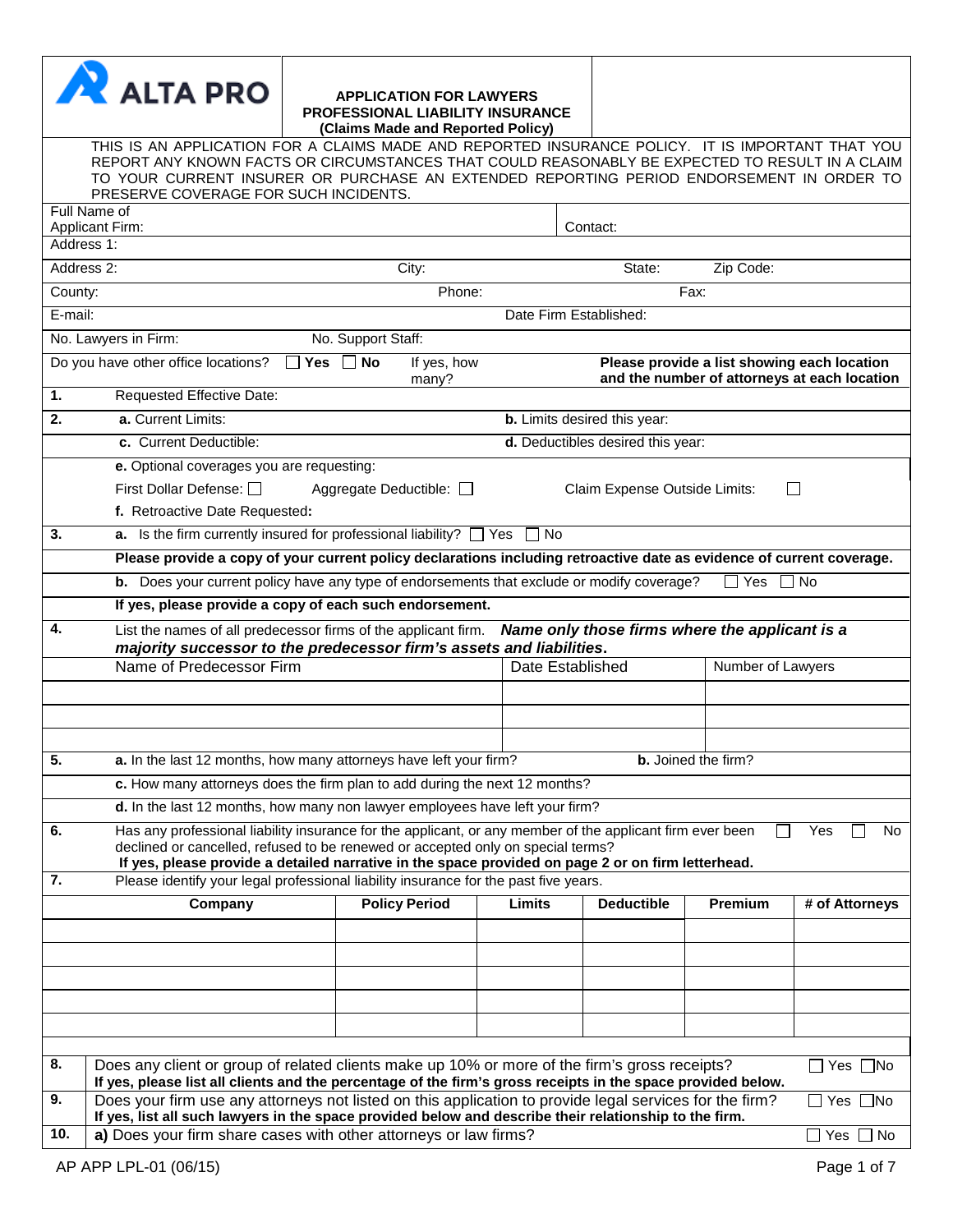ALTA PRO

# APPLICATION FOR LAWYERS PROFESSIONAL LIABILITY INSURANCE
**(Claims Made and Reported Policy)**

THIS IS AN APPLICATION FOR A CLAIMS MADE AND REPORTED INSURANCE POLICY. IT IS IMPORTANT THAT YOU REPORT ANY KNOWN FACTS OR CIRCUMSTANCES THAT COULD REASONABLY BE EXPECTED TO RESULT IN A CLAIM TO YOUR CURRENT INSURER OR PURCHASE AN EXTENDED REPORTING PERIOD ENDORSEMENT IN ORDER TO PRESERVE COVERAGE FOR SUCH INCIDENTS.

Full Name of Applicant Firm: | Contact:

Address 1:

Address 2: | City: | State: | Zip Code:

County: | Phone: | Fax:

E-mail: | Date Firm Established:

No. Lawyers in Firm: | No. Support Staff:

Do you have other office locations? ☐ **Yes** ☐ **No** If yes, how many? **Please provide a list showing each location and the number of attorneys at each location**

**1.** Requested Effective Date:

**2.** **a.** Current Limits: **b.** Limits desired this year:

**c.** Current Deductible: **d.** Deductibles desired this year:

**e.** Optional coverages you are requesting:

First Dollar Defense: ☐ Aggregate Deductible: ☐ Claim Expense Outside Limits: ☐

**f.** Retroactive Date Requested**:**

**3.** **a.** Is the firm currently insured for professional liability? ☐ Yes ☐ No

**Please provide a copy of your current policy declarations including retroactive date as evidence of current coverage.**

**b.** Does your current policy have any type of endorsements that exclude or modify coverage? ☐ Yes ☐ No

**If yes, please provide a copy of each such endorsement.**

**4.** List the names of all predecessor firms of the applicant firm. ***Name only those firms where the applicant is a majority successor to the predecessor firm's assets and liabilities.***

| Name of Predecessor Firm | Date Established | Number of Lawyers |
|---|---|---|
| | | |
| | | |
| | | |

**5.** **a.** In the last 12 months, how many attorneys have left your firm? **b.** Joined the firm?

**c.** How many attorneys does the firm plan to add during the next 12 months?

**d.** In the last 12 months, how many non lawyer employees have left your firm?

**6.** Has any professional liability insurance for the applicant, or any member of the applicant firm ever been declined or cancelled, refused to be renewed or accepted only on special terms? ☐ Yes ☐ No
**If yes, please provide a detailed narrative in the space provided on page 2 or on firm letterhead.**

**7.** Please identify your legal professional liability insurance for the past five years.

| Company | Policy Period | Limits | Deductible | Premium | # of Attorneys |
|---|---|---|---|---|---|
| | | | | | |
| | | | | | |
| | | | | | |
| | | | | | |
| | | | | | |

**8.** Does any client or group of related clients make up 10% or more of the firm's gross receipts? ☐ Yes ☐No
**If yes, please list all clients and the percentage of the firm's gross receipts in the space provided below.**

**9.** Does your firm use any attorneys not listed on this application to provide legal services for the firm? ☐ Yes ☐No
**If yes, list all such lawyers in the space provided below and describe their relationship to the firm.**

**10.** **a)** Does your firm share cases with other attorneys or law firms? ☐ Yes ☐ No

AP APP LPL-01 (06/15)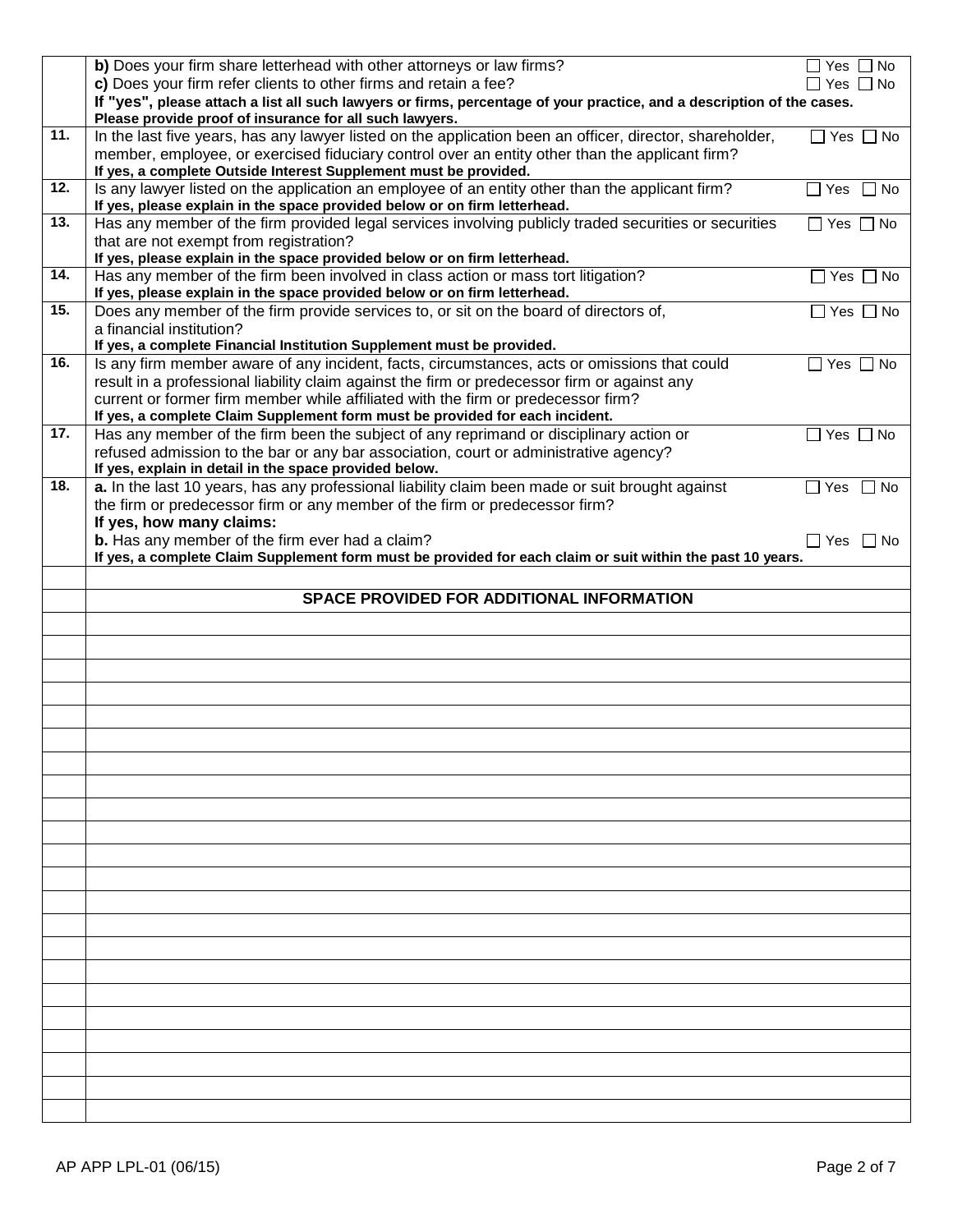| | | |
|---|---|---|
| | **b)** Does your firm share letterhead with other attorneys or law firms? | ☐ Yes ☐ No |
| | **c)** Does your firm refer clients to other firms and retain a fee? | ☐ Yes ☐ No |
| | **If "yes", please attach a list all such lawyers or firms, percentage of your practice, and a description of the cases. Please provide proof of insurance for all such lawyers.** | |
| **11.** | In the last five years, has any lawyer listed on the application been an officer, director, shareholder, member, employee, or exercised fiduciary control over an entity other than the applicant firm? **If yes, a complete Outside Interest Supplement must be provided.** | ☐ Yes ☐ No |
| **12.** | Is any lawyer listed on the application an employee of an entity other than the applicant firm? **If yes, please explain in the space provided below or on firm letterhead.** | ☐ Yes ☐ No |
| **13.** | Has any member of the firm provided legal services involving publicly traded securities or securities that are not exempt from registration? **If yes, please explain in the space provided below or on firm letterhead.** | ☐ Yes ☐ No |
| **14.** | Has any member of the firm been involved in class action or mass tort litigation? **If yes, please explain in the space provided below or on firm letterhead.** | ☐ Yes ☐ No |
| **15.** | Does any member of the firm provide services to, or sit on the board of directors of, a financial institution? **If yes, a complete Financial Institution Supplement must be provided.** | ☐ Yes ☐ No |
| **16.** | Is any firm member aware of any incident, facts, circumstances, acts or omissions that could result in a professional liability claim against the firm or predecessor firm or against any current or former firm member while affiliated with the firm or predecessor firm? **If yes, a complete Claim Supplement form must be provided for each incident.** | ☐ Yes ☐ No |
| **17.** | Has any member of the firm been the subject of any reprimand or disciplinary action or refused admission to the bar or any bar association, court or administrative agency? **If yes, explain in detail in the space provided below.** | ☐ Yes ☐ No |
| **18.** | **a.** In the last 10 years, has any professional liability claim been made or suit brought against the firm or predecessor firm or any member of the firm or predecessor firm? **If yes, how many claims:** | ☐ Yes ☐ No |
| | **b.** Has any member of the firm ever had a claim? **If yes, a complete Claim Supplement form must be provided for each claim or suit within the past 10 years.** | ☐ Yes ☐ No |

**SPACE PROVIDED FOR ADDITIONAL INFORMATION**

AP APP LPL-01 (06/15)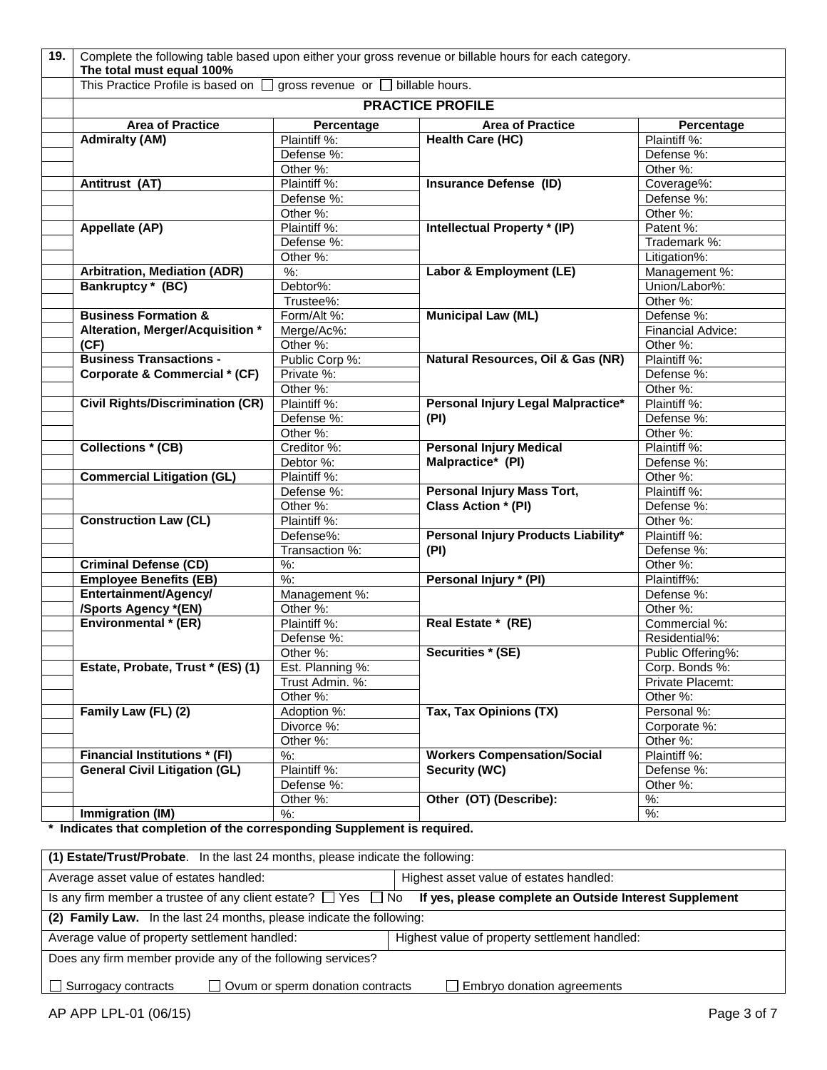**19.** Complete the following table based upon either your gross revenue or billable hours for each category.
**The total must equal 100%**

This Practice Profile is based on ☐ gross revenue or ☐ billable hours.

**PRACTICE PROFILE**

| Area of Practice | Percentage | Area of Practice | Percentage |
|---|---|---|---|
| **Admiralty (AM)** | Plaintiff %: | **Health Care (HC)** | Plaintiff %: |
| | Defense %: | | Defense %: |
| | Other %: | | Other %: |
| **Antitrust (AT)** | Plaintiff %: | **Insurance Defense (ID)** | Coverage%: |
| | Defense %: | | Defense %: |
| | Other %: | | Other %: |
| **Appellate (AP)** | Plaintiff %: | **Intellectual Property * (IP)** | Patent %: |
| | Defense %: | | Trademark %: |
| | Other %: | | Litigation%: |
| **Arbitration, Mediation (ADR)** | %: | **Labor & Employment (LE)** | Management %: |
| **Bankruptcy * (BC)** | Debtor%: | | Union/Labor%: |
| | Trustee%: | | Other %: |
| **Business Formation & Alteration, Merger/Acquisition * (CF)** | Form/Alt %: | **Municipal Law (ML)** | Defense %: |
| | Merge/Ac%: | | Financial Advice: |
| | Other %: | | Other %: |
| **Business Transactions - Corporate & Commercial * (CF)** | Public Corp %: | **Natural Resources, Oil & Gas (NR)** | Plaintiff %: |
| | Private %: | | Defense %: |
| | Other %: | | Other %: |
| **Civil Rights/Discrimination (CR)** | Plaintiff %: | **Personal Injury Legal Malpractice* (PI)** | Plaintiff %: |
| | Defense %: | | Defense %: |
| | Other %: | | Other %: |
| **Collections * (CB)** | Creditor %: | **Personal Injury Medical Malpractice* (PI)** | Plaintiff %: |
| | Debtor %: | | Defense %: |
| **Commercial Litigation (GL)** | Plaintiff %: | | Other %: |
| | Defense %: | **Personal Injury Mass Tort, Class Action * (PI)** | Plaintiff %: |
| | Other %: | | Defense %: |
| **Construction Law (CL)** | Plaintiff %: | | Other %: |
| | Defense%: | **Personal Injury Products Liability* (PI)** | Plaintiff %: |
| | Transaction %: | | Defense %: |
| **Criminal Defense (CD)** | %: | | Other %: |
| **Employee Benefits (EB)** | %: | **Personal Injury * (PI)** | Plaintiff%: |
| **Entertainment/Agency/ /Sports Agency *(EN)** | Management %: | | Defense %: |
| | Other %: | | Other %: |
| **Environmental * (ER)** | Plaintiff %: | **Real Estate * (RE)** | Commercial %: |
| | Defense %: | | Residential%: |
| | Other %: | **Securities * (SE)** | Public Offering%: |
| **Estate, Probate, Trust * (ES) (1)** | Est. Planning %: | | Corp. Bonds %: |
| | Trust Admin. %: | | Private Placemt: |
| | Other %: | | Other %: |
| **Family Law (FL) (2)** | Adoption %: | **Tax, Tax Opinions (TX)** | Personal %: |
| | Divorce %: | | Corporate %: |
| | Other %: | | Other %: |
| **Financial Institutions * (FI)** | %: | **Workers Compensation/Social Security (WC)** | Plaintiff %: |
| **General Civil Litigation (GL)** | Plaintiff %: | | Defense %: |
| | Defense %: | | Other %: |
| | Other %: | **Other (OT) (Describe):** | %: |
| **Immigration (IM)** | %: | | %: |

**\* Indicates that completion of the corresponding Supplement is required.**

**(1) Estate/Trust/Probate**. In the last 24 months, please indicate the following:

| Average asset value of estates handled: | Highest asset value of estates handled: |
|---|---|

Is any firm member a trustee of any client estate? ☐ Yes ☐ No **If yes, please complete an Outside Interest Supplement**

**(2) Family Law.** In the last 24 months, please indicate the following:

| Average value of property settlement handled: | Highest value of property settlement handled: |
|---|---|

Does any firm member provide any of the following services?

☐ Surrogacy contracts ☐ Ovum or sperm donation contracts ☐ Embryo donation agreements

AP APP LPL-01 (06/15)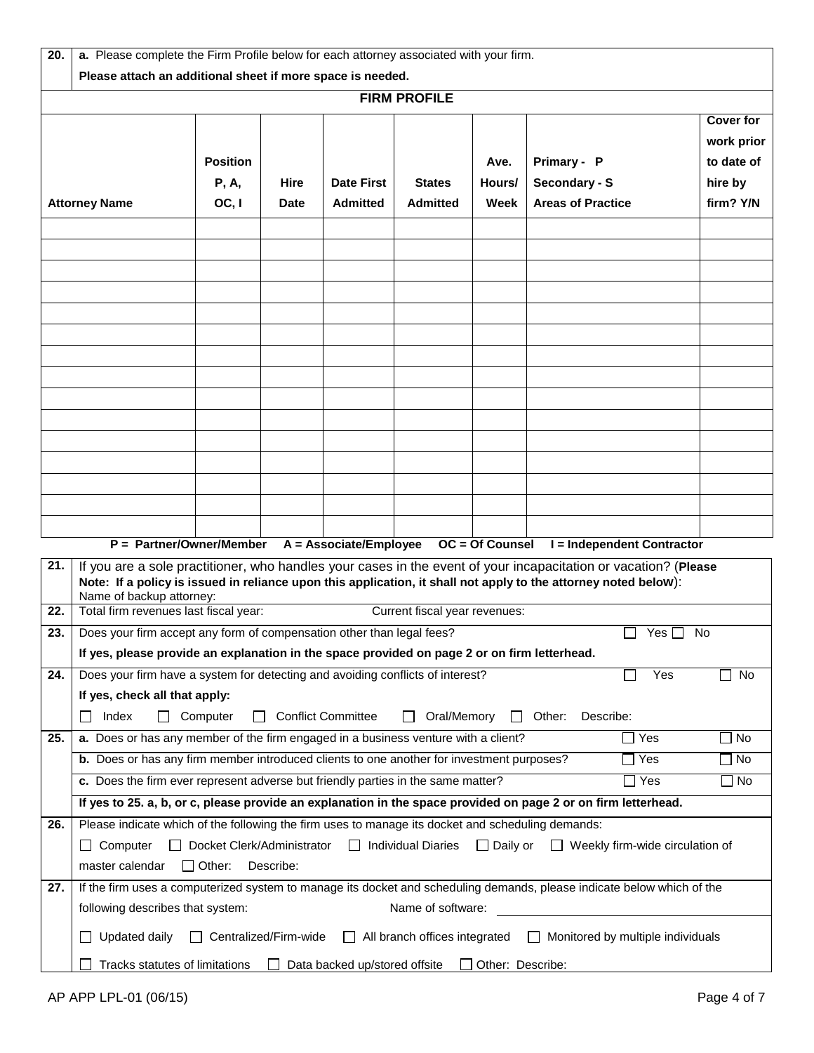**20.** **a.** Please complete the Firm Profile below for each attorney associated with your firm.

**Please attach an additional sheet if more space is needed.**

**FIRM PROFILE**

| Attorney Name | Position P, A, OC, I | Hire Date | Date First Admitted | States Admitted | Ave. Hours/ Week | Primary - P Secondary - S Areas of Practice | Cover for work prior to date of hire by firm? Y/N |
|---|---|---|---|---|---|---|---|
| | | | | | | | |
| | | | | | | | |
| | | | | | | | |
| | | | | | | | |
| | | | | | | | |
| | | | | | | | |
| | | | | | | | |
| | | | | | | | |
| | | | | | | | |
| | | | | | | | |
| | | | | | | | |
| | | | | | | | |
| | | | | | | | |
| | | | | | | | |
| | | | | | | | |

**P = Partner/Owner/Member A = Associate/Employee OC = Of Counsel I = Independent Contractor**

**21.** If you are a sole practitioner, who handles your cases in the event of your incapacitation or vacation? (**Please Note: If a policy is issued in reliance upon this application, it shall not apply to the attorney noted below**):
Name of backup attorney:

**22.** Total firm revenues last fiscal year: Current fiscal year revenues:

**23.** Does your firm accept any form of compensation other than legal fees? ☐ Yes ☐ No

**If yes, please provide an explanation in the space provided on page 2 or on firm letterhead.**

**24.** Does your firm have a system for detecting and avoiding conflicts of interest? ☐ Yes ☐ No

**If yes, check all that apply:**

☐ Index ☐ Computer ☐ Conflict Committee ☐ Oral/Memory ☐ Other: Describe:

**25.** **a.** Does or has any member of the firm engaged in a business venture with a client? ☐ Yes ☐ No

**b.** Does or has any firm member introduced clients to one another for investment purposes? ☐ Yes ☐ No

**c.** Does the firm ever represent adverse but friendly parties in the same matter? ☐ Yes ☐ No

**If yes to 25. a, b, or c, please provide an explanation in the space provided on page 2 or on firm letterhead.**

**26.** Please indicate which of the following the firm uses to manage its docket and scheduling demands:

☐ Computer ☐ Docket Clerk/Administrator ☐ Individual Diaries ☐ Daily or ☐ Weekly firm-wide circulation of master calendar ☐ Other: Describe:

**27.** If the firm uses a computerized system to manage its docket and scheduling demands, please indicate below which of the following describes that system: Name of software:

☐ Updated daily ☐ Centralized/Firm-wide ☐ All branch offices integrated ☐ Monitored by multiple individuals

☐ Tracks statutes of limitations ☐ Data backed up/stored offsite ☐ Other: Describe:

AP APP LPL-01 (06/15)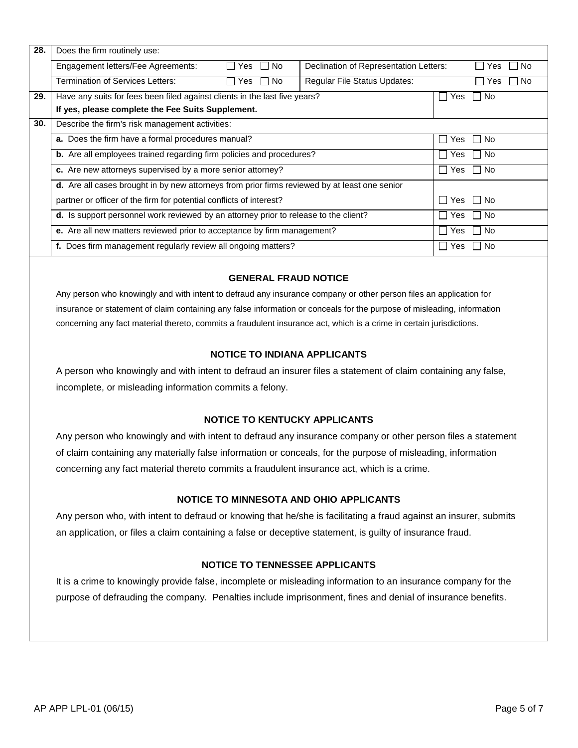| 28. | Does the firm routinely use: | | | |
|---|---|---|---|---|
| | Engagement letters/Fee Agreements: | ☐ Yes ☐ No | Declination of Representation Letters: | ☐ Yes ☐ No |
| | Termination of Services Letters: | ☐ Yes ☐ No | Regular File Status Updates: | ☐ Yes ☐ No |
| **29.** | Have any suits for fees been filed against clients in the last five years? **If yes, please complete the Fee Suits Supplement.** | | | ☐ Yes ☐ No |
| **30.** | Describe the firm's risk management activities: | | | |
| | **a.** Does the firm have a formal procedures manual? | | | ☐ Yes ☐ No |
| | **b.** Are all employees trained regarding firm policies and procedures? | | | ☐ Yes ☐ No |
| | **c.** Are new attorneys supervised by a more senior attorney? | | | ☐ Yes ☐ No |
| | **d.** Are all cases brought in by new attorneys from prior firms reviewed by at least one senior partner or officer of the firm for potential conflicts of interest? | | | ☐ Yes ☐ No |
| | **d.** Is support personnel work reviewed by an attorney prior to release to the client? | | | ☐ Yes ☐ No |
| | **e.** Are all new matters reviewed prior to acceptance by firm management? | | | ☐ Yes ☐ No |
| | **f.** Does firm management regularly review all ongoing matters? | | | ☐ Yes ☐ No |

### GENERAL FRAUD NOTICE

Any person who knowingly and with intent to defraud any insurance company or other person files an application for insurance or statement of claim containing any false information or conceals for the purpose of misleading, information concerning any fact material thereto, commits a fraudulent insurance act, which is a crime in certain jurisdictions.

### NOTICE TO INDIANA APPLICANTS

A person who knowingly and with intent to defraud an insurer files a statement of claim containing any false, incomplete, or misleading information commits a felony.

### NOTICE TO KENTUCKY APPLICANTS

Any person who knowingly and with intent to defraud any insurance company or other person files a statement of claim containing any materially false information or conceals, for the purpose of misleading, information concerning any fact material thereto commits a fraudulent insurance act, which is a crime.

### NOTICE TO MINNESOTA AND OHIO APPLICANTS

Any person who, with intent to defraud or knowing that he/she is facilitating a fraud against an insurer, submits an application, or files a claim containing a false or deceptive statement, is guilty of insurance fraud.

### NOTICE TO TENNESSEE APPLICANTS

It is a crime to knowingly provide false, incomplete or misleading information to an insurance company for the purpose of defrauding the company. Penalties include imprisonment, fines and denial of insurance benefits.

AP APP LPL-01 (06/15)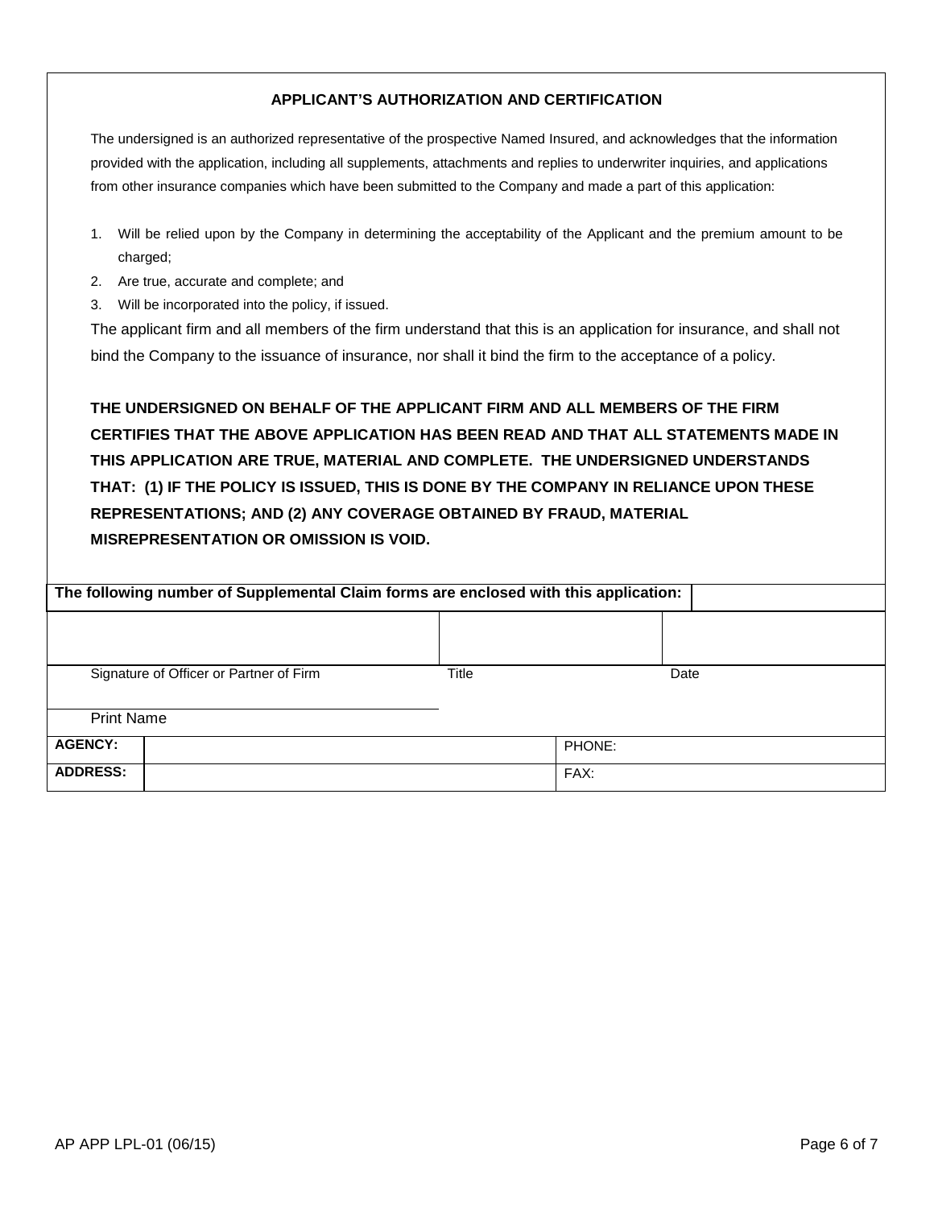## APPLICANT'S AUTHORIZATION AND CERTIFICATION

The undersigned is an authorized representative of the prospective Named Insured, and acknowledges that the information provided with the application, including all supplements, attachments and replies to underwriter inquiries, and applications from other insurance companies which have been submitted to the Company and made a part of this application:

1. Will be relied upon by the Company in determining the acceptability of the Applicant and the premium amount to be charged;
2. Are true, accurate and complete; and
3. Will be incorporated into the policy, if issued.

The applicant firm and all members of the firm understand that this is an application for insurance, and shall not bind the Company to the issuance of insurance, nor shall it bind the firm to the acceptance of a policy.

**THE UNDERSIGNED ON BEHALF OF THE APPLICANT FIRM AND ALL MEMBERS OF THE FIRM CERTIFIES THAT THE ABOVE APPLICATION HAS BEEN READ AND THAT ALL STATEMENTS MADE IN THIS APPLICATION ARE TRUE, MATERIAL AND COMPLETE. THE UNDERSIGNED UNDERSTANDS THAT: (1) IF THE POLICY IS ISSUED, THIS IS DONE BY THE COMPANY IN RELIANCE UPON THESE REPRESENTATIONS; AND (2) ANY COVERAGE OBTAINED BY FRAUD, MATERIAL MISREPRESENTATION OR OMISSION IS VOID.**

**The following number of Supplemental Claim forms are enclosed with this application:** ________

| | | |
|---|---|---|
| | | |
| Signature of Officer or Partner of Firm | Title | Date |
| Print Name | | |

| | | |
|---|---|---|
| **AGENCY:** | | PHONE: |
| **ADDRESS:** | | FAX: |

AP APP LPL-01 (06/15)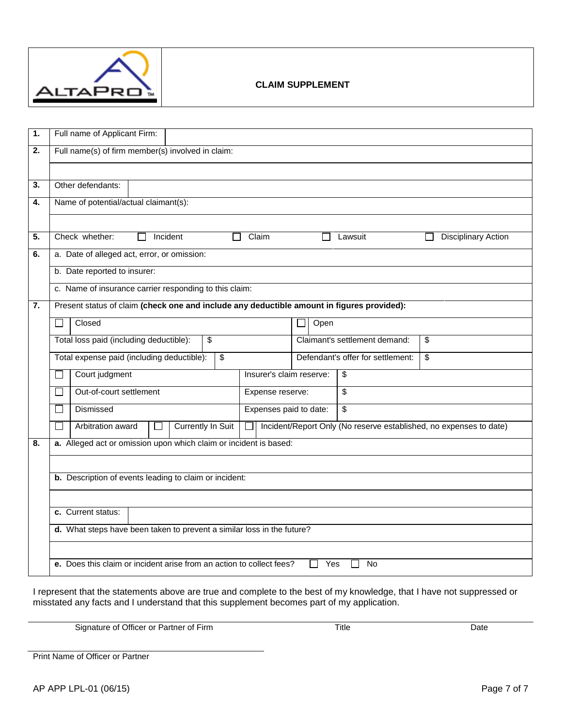ALTAPRO™

# CLAIM SUPPLEMENT

| | |
|---|---|
| **1.** | Full name of Applicant Firm: |
| **2.** | Full name(s) of firm member(s) involved in claim: |
| **3.** | Other defendants: |
| **4.** | Name of potential/actual claimant(s): |
| **5.** | Check whether: ☐ Incident ☐ Claim ☐ Lawsuit ☐ Disciplinary Action |
| **6.** | a. Date of alleged act, error, or omission: |
| | b. Date reported to insurer: |
| | c. Name of insurance carrier responding to this claim: |
| **7.** | Present status of claim **(check one and include any deductible amount in figures provided):** |

| | | | |
|---|---|---|---|
| ☐ Closed | | ☐ Open | |
| Total loss paid (including deductible): | $ | Claimant's settlement demand: | $ |
| Total expense paid (including deductible): | $ | Defendant's offer for settlement: | $ |
| ☐ Court judgment | | Insurer's claim reserve: | $ |
| ☐ Out-of-court settlement | | Expense reserve: | $ |
| ☐ Dismissed | | Expenses paid to date: | $ |
| ☐ Arbitration award | ☐ Currently In Suit | ☐ Incident/Report Only (No reserve established, no expenses to date) | |

| | |
|---|---|
| **8.** | **a.** Alleged act or omission upon which claim or incident is based: |
| | **b.** Description of events leading to claim or incident: |
| | **c.** Current status: |
| | **d.** What steps have been taken to prevent a similar loss in the future? |
| | **e.** Does this claim or incident arise from an action to collect fees? ☐ Yes ☐ No |

I represent that the statements above are true and complete to the best of my knowledge, that I have not suppressed or misstated any facts and I understand that this supplement becomes part of my application.

Signature of Officer or Partner of Firm _______________ Title _______________ Date _______________

Print Name of Officer or Partner _______________

AP APP LPL-01 (06/15)